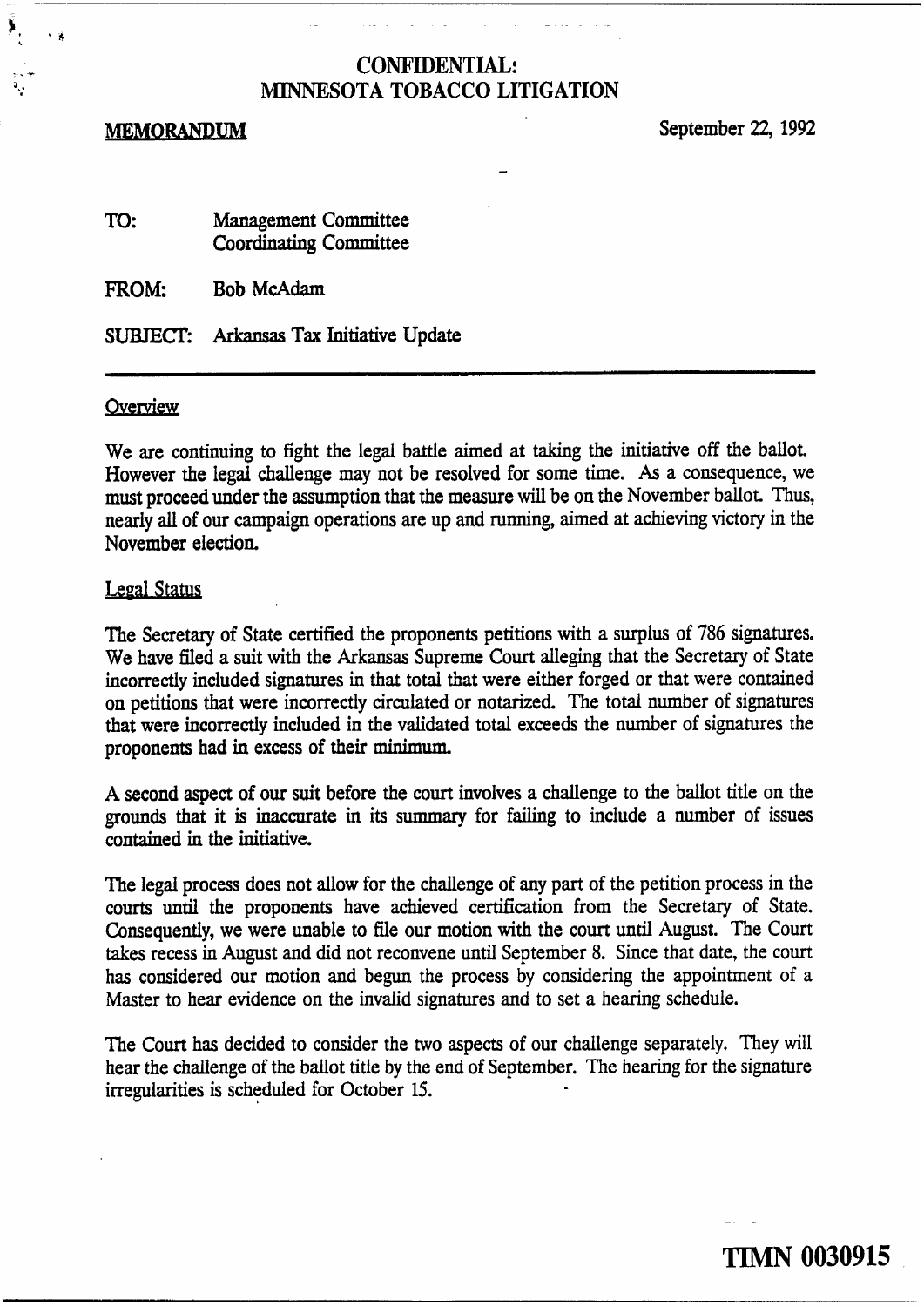**CONFIDENTIAL:**
**MINNESOTA TOBACCO LITIGATION**

**MEMORANDUM** September 22, 1992

TO: Management Committee
Coordinating Committee

FROM: Bob McAdam

SUBJECT: Arkansas Tax Initiative Update

---

## Overview

We are continuing to fight the legal battle aimed at taking the initiative off the ballot. However the legal challenge may not be resolved for some time. As a consequence, we must proceed under the assumption that the measure will be on the November ballot. Thus, nearly all of our campaign operations are up and running, aimed at achieving victory in the November election.

## Legal Status

The Secretary of State certified the proponents petitions with a surplus of 786 signatures. We have filed a suit with the Arkansas Supreme Court alleging that the Secretary of State incorrectly included signatures in that total that were either forged or that were contained on petitions that were incorrectly circulated or notarized. The total number of signatures that were incorrectly included in the validated total exceeds the number of signatures the proponents had in excess of their minimum.

A second aspect of our suit before the court involves a challenge to the ballot title on the grounds that it is inaccurate in its summary for failing to include a number of issues contained in the initiative.

The legal process does not allow for the challenge of any part of the petition process in the courts until the proponents have achieved certification from the Secretary of State. Consequently, we were unable to file our motion with the court until August. The Court takes recess in August and did not reconvene until September 8. Since that date, the court has considered our motion and begun the process by considering the appointment of a Master to hear evidence on the invalid signatures and to set a hearing schedule.

The Court has decided to consider the two aspects of our challenge separately. They will hear the challenge of the ballot title by the end of September. The hearing for the signature irregularities is scheduled for October 15.

TIMN 0030915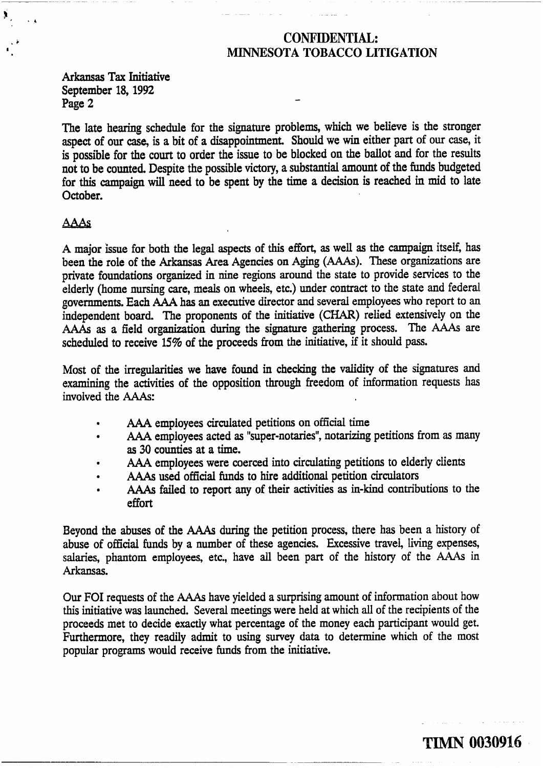**CONFIDENTIAL:**
**MINNESOTA TOBACCO LITIGATION**

Arkansas Tax Initiative
September 18, 1992
Page 2

The late hearing schedule for the signature problems, which we believe is the stronger aspect of our case, is a bit of a disappointment. Should we win either part of our case, it is possible for the court to order the issue to be blocked on the ballot and for the results not to be counted. Despite the possible victory, a substantial amount of the funds budgeted for this campaign will need to be spent by the time a decision is reached in mid to late October.

## AAAs

A major issue for both the legal aspects of this effort, as well as the campaign itself, has been the role of the Arkansas Area Agencies on Aging (AAAs). These organizations are private foundations organized in nine regions around the state to provide services to the elderly (home nursing care, meals on wheels, etc.) under contract to the state and federal governments. Each AAA has an executive director and several employees who report to an independent board. The proponents of the initiative (CHAR) relied extensively on the AAAs as a field organization during the signature gathering process. The AAAs are scheduled to receive 15% of the proceeds from the initiative, if it should pass.

Most of the irregularities we have found in checking the validity of the signatures and examining the activities of the opposition through freedom of information requests has involved the AAAs:

- AAA employees circulated petitions on official time
- AAA employees acted as "super-notaries", notarizing petitions from as many as 30 counties at a time.
- AAA employees were coerced into circulating petitions to elderly clients
- AAAs used official funds to hire additional petition circulators
- AAAs failed to report any of their activities as in-kind contributions to the effort

Beyond the abuses of the AAAs during the petition process, there has been a history of abuse of official funds by a number of these agencies. Excessive travel, living expenses, salaries, phantom employees, etc., have all been part of the history of the AAAs in Arkansas.

Our FOI requests of the AAAs have yielded a surprising amount of information about how this initiative was launched. Several meetings were held at which all of the recipients of the proceeds met to decide exactly what percentage of the money each participant would get. Furthermore, they readily admit to using survey data to determine which of the most popular programs would receive funds from the initiative.

TIMN 0030916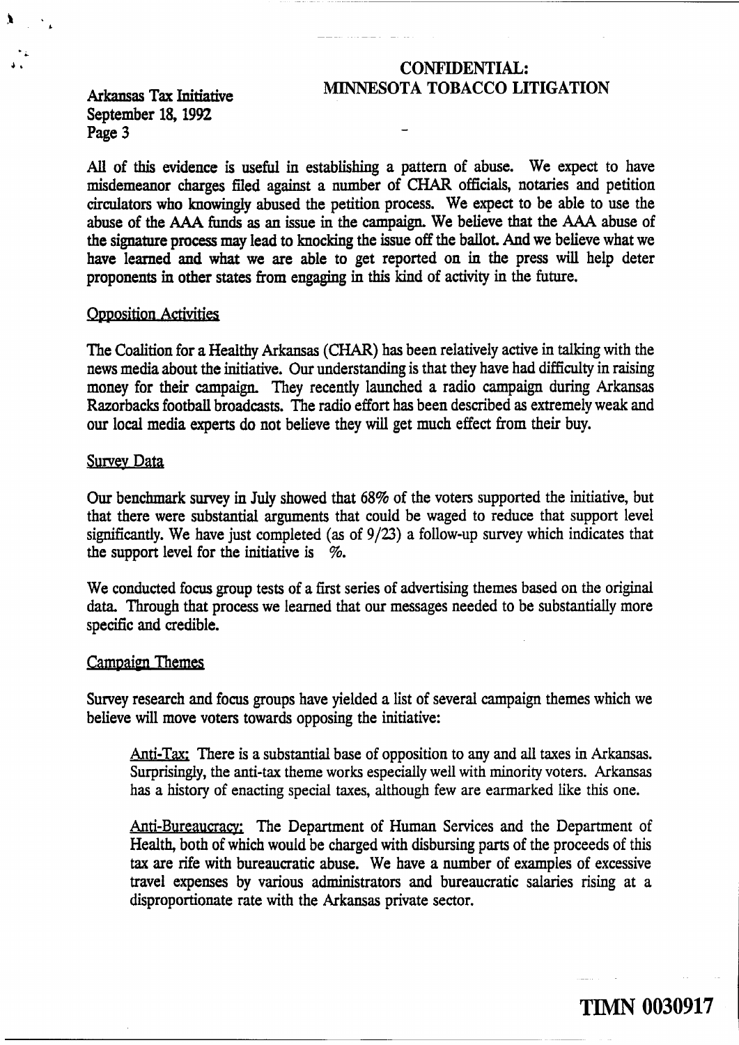All of this evidence is useful in establishing a pattern of abuse. We expect to have misdemeanor charges filed against a number of CHAR officials, notaries and petition circulators who knowingly abused the petition process. We expect to be able to use the abuse of the AAA funds as an issue in the campaign. We believe that the AAA abuse of the signature process may lead to knocking the issue off the ballot. And we believe what we have learned and what we are able to get reported on in the press will help deter proponents in other states from engaging in this kind of activity in the future.

## Opposition Activities

The Coalition for a Healthy Arkansas (CHAR) has been relatively active in talking with the news media about the initiative. Our understanding is that they have had difficulty in raising money for their campaign. They recently launched a radio campaign during Arkansas Razorbacks football broadcasts. The radio effort has been described as extremely weak and our local media experts do not believe they will get much effect from their buy.

## Survey Data

Our benchmark survey in July showed that 68% of the voters supported the initiative, but that there were substantial arguments that could be waged to reduce that support level significantly. We have just completed (as of 9/23) a follow-up survey which indicates that the support level for the initiative is %.

We conducted focus group tests of a first series of advertising themes based on the original data. Through that process we learned that our messages needed to be substantially more specific and credible.

## Campaign Themes

Survey research and focus groups have yielded a list of several campaign themes which we believe will move voters towards opposing the initiative:

> Anti-Tax: There is a substantial base of opposition to any and all taxes in Arkansas. Surprisingly, the anti-tax theme works especially well with minority voters. Arkansas has a history of enacting special taxes, although few are earmarked like this one.
>
> Anti-Bureaucracy: The Department of Human Services and the Department of Health, both of which would be charged with disbursing parts of the proceeds of this tax are rife with bureaucratic abuse. We have a number of examples of excessive travel expenses by various administrators and bureaucratic salaries rising at a disproportionate rate with the Arkansas private sector.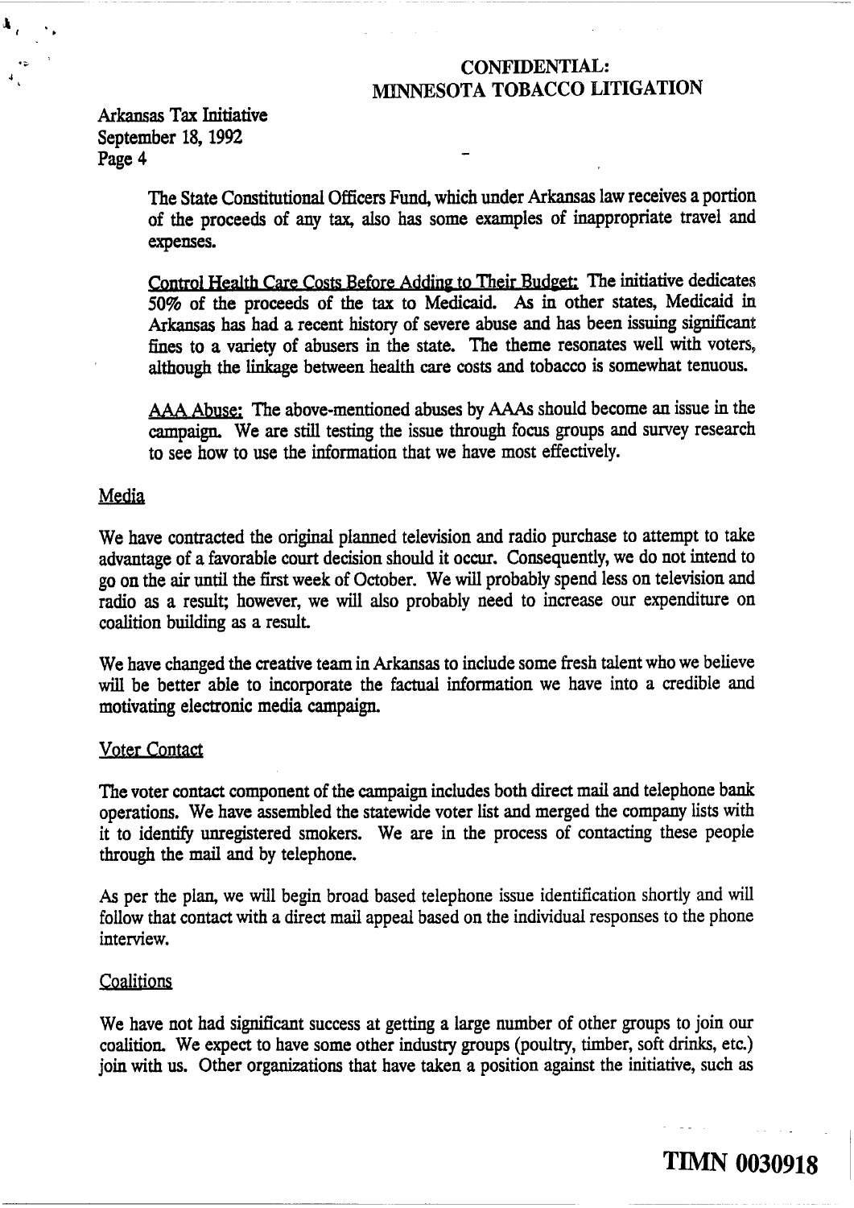CONFIDENTIAL:
MINNESOTA TOBACCO LITIGATION

Arkansas Tax Initiative
September 18, 1992
Page 4

The State Constitutional Officers Fund, which under Arkansas law receives a portion of the proceeds of any tax, also has some examples of inappropriate travel and expenses.

Control Health Care Costs Before Adding to Their Budget: The initiative dedicates 50% of the proceeds of the tax to Medicaid. As in other states, Medicaid in Arkansas has had a recent history of severe abuse and has been issuing significant fines to a variety of abusers in the state. The theme resonates well with voters, although the linkage between health care costs and tobacco is somewhat tenuous.

AAA Abuse: The above-mentioned abuses by AAAs should become an issue in the campaign. We are still testing the issue through focus groups and survey research to see how to use the information that we have most effectively.

## Media

We have contracted the original planned television and radio purchase to attempt to take advantage of a favorable court decision should it occur. Consequently, we do not intend to go on the air until the first week of October. We will probably spend less on television and radio as a result; however, we will also probably need to increase our expenditure on coalition building as a result.

We have changed the creative team in Arkansas to include some fresh talent who we believe will be better able to incorporate the factual information we have into a credible and motivating electronic media campaign.

## Voter Contact

The voter contact component of the campaign includes both direct mail and telephone bank operations. We have assembled the statewide voter list and merged the company lists with it to identify unregistered smokers. We are in the process of contacting these people through the mail and by telephone.

As per the plan, we will begin broad based telephone issue identification shortly and will follow that contact with a direct mail appeal based on the individual responses to the phone interview.

## Coalitions

We have not had significant success at getting a large number of other groups to join our coalition. We expect to have some other industry groups (poultry, timber, soft drinks, etc.) join with us. Other organizations that have taken a position against the initiative, such as

TIMN 0030918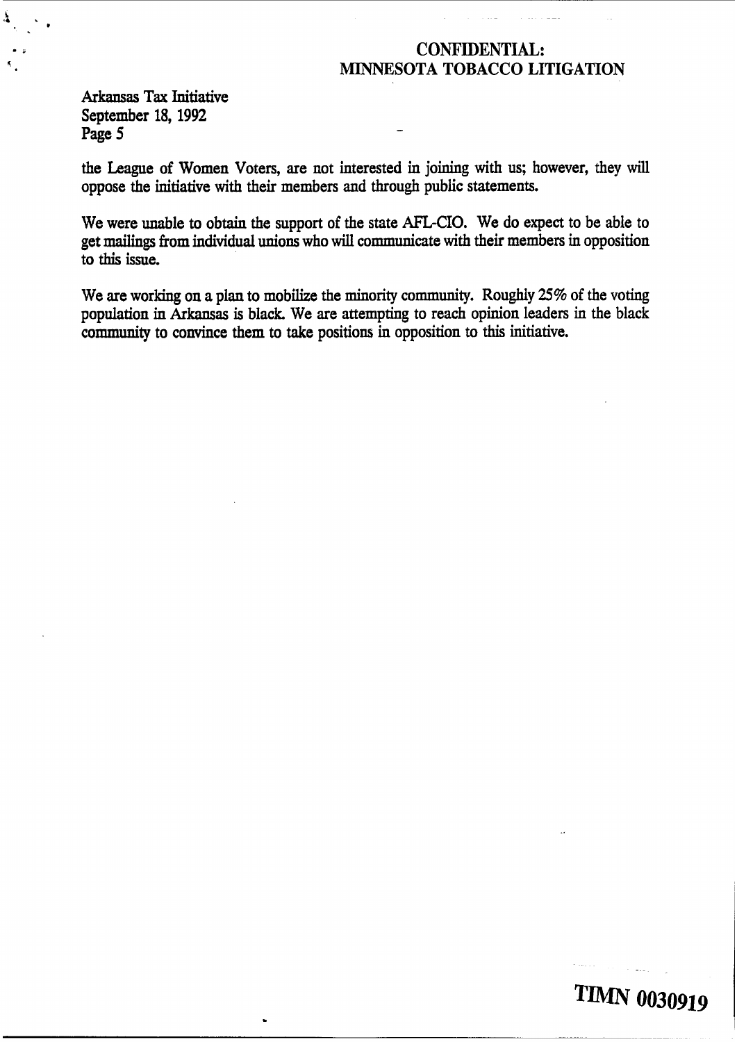the League of Women Voters, are not interested in joining with us; however, they will oppose the initiative with their members and through public statements.

We were unable to obtain the support of the state AFL-CIO. We do expect to be able to get mailings from individual unions who will communicate with their members in opposition to this issue.

We are working on a plan to mobilize the minority community. Roughly 25% of the voting population in Arkansas is black. We are attempting to reach opinion leaders in the black community to convince them to take positions in opposition to this initiative.